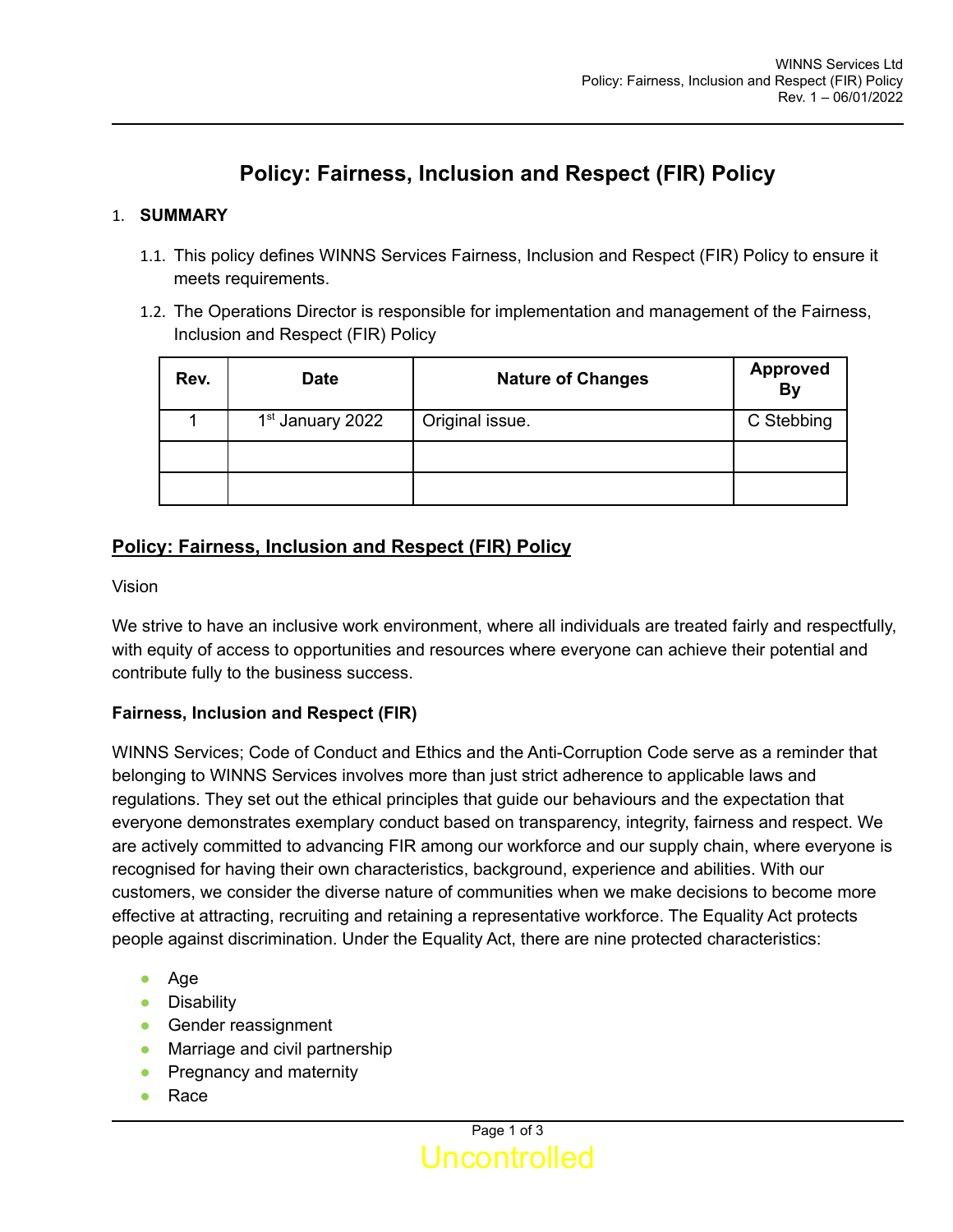# Policy: Fairness, Inclusion and Respect (FIR) Policy

1. **SUMMARY**

   1.1. This policy defines WINNS Services Fairness, Inclusion and Respect (FIR) Policy to ensure it meets requirements.

   1.2. The Operations Director is responsible for implementation and management of the Fairness, Inclusion and Respect (FIR) Policy

| Rev. | Date | Nature of Changes | Approved By |
|---|---|---|---|
| 1 | 1st January 2022 | Original issue. | C Stebbing |
| | | | |
| | | | |

## Policy: Fairness, Inclusion and Respect (FIR) Policy

Vision

We strive to have an inclusive work environment, where all individuals are treated fairly and respectfully, with equity of access to opportunities and resources where everyone can achieve their potential and contribute fully to the business success.

**Fairness, Inclusion and Respect (FIR)**

WINNS Services; Code of Conduct and Ethics and the Anti-Corruption Code serve as a reminder that belonging to WINNS Services involves more than just strict adherence to applicable laws and regulations. They set out the ethical principles that guide our behaviours and the expectation that everyone demonstrates exemplary conduct based on transparency, integrity, fairness and respect. We are actively committed to advancing FIR among our workforce and our supply chain, where everyone is recognised for having their own characteristics, background, experience and abilities. With our customers, we consider the diverse nature of communities when we make decisions to become more effective at attracting, recruiting and retaining a representative workforce. The Equality Act protects people against discrimination. Under the Equality Act, there are nine protected characteristics:

- Age
- Disability
- Gender reassignment
- Marriage and civil partnership
- Pregnancy and maternity
- Race

Uncontrolled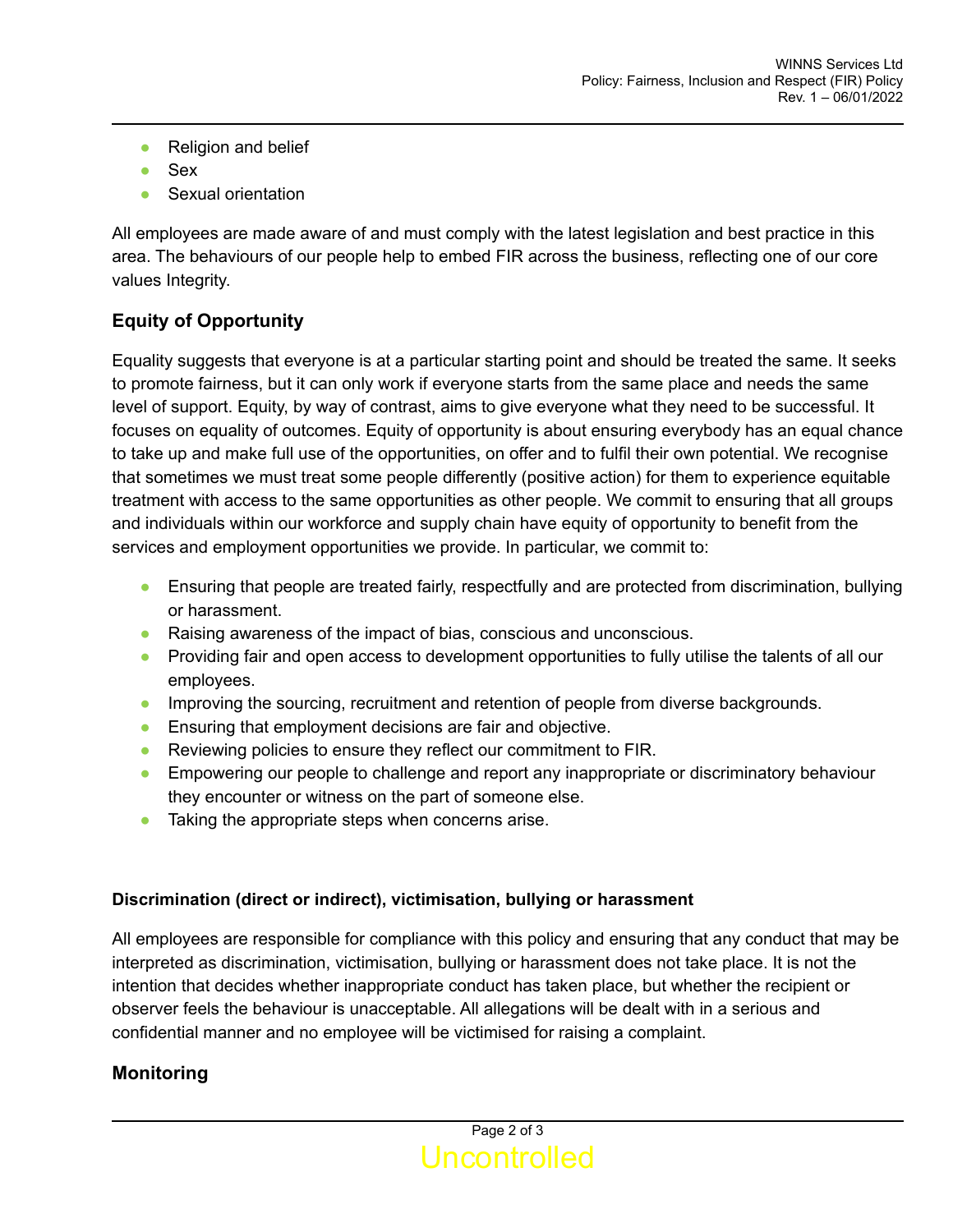- Religion and belief
- Sex
- Sexual orientation

All employees are made aware of and must comply with the latest legislation and best practice in this area. The behaviours of our people help to embed FIR across the business, reflecting one of our core values Integrity.

## Equity of Opportunity

Equality suggests that everyone is at a particular starting point and should be treated the same. It seeks to promote fairness, but it can only work if everyone starts from the same place and needs the same level of support. Equity, by way of contrast, aims to give everyone what they need to be successful. It focuses on equality of outcomes. Equity of opportunity is about ensuring everybody has an equal chance to take up and make full use of the opportunities, on offer and to fulfil their own potential. We recognise that sometimes we must treat some people differently (positive action) for them to experience equitable treatment with access to the same opportunities as other people. We commit to ensuring that all groups and individuals within our workforce and supply chain have equity of opportunity to benefit from the services and employment opportunities we provide. In particular, we commit to:

- Ensuring that people are treated fairly, respectfully and are protected from discrimination, bullying or harassment.
- Raising awareness of the impact of bias, conscious and unconscious.
- Providing fair and open access to development opportunities to fully utilise the talents of all our employees.
- Improving the sourcing, recruitment and retention of people from diverse backgrounds.
- Ensuring that employment decisions are fair and objective.
- Reviewing policies to ensure they reflect our commitment to FIR.
- Empowering our people to challenge and report any inappropriate or discriminatory behaviour they encounter or witness on the part of someone else.
- Taking the appropriate steps when concerns arise.

### Discrimination (direct or indirect), victimisation, bullying or harassment

All employees are responsible for compliance with this policy and ensuring that any conduct that may be interpreted as discrimination, victimisation, bullying or harassment does not take place. It is not the intention that decides whether inappropriate conduct has taken place, but whether the recipient or observer feels the behaviour is unacceptable. All allegations will be dealt with in a serious and confidential manner and no employee will be victimised for raising a complaint.

## Monitoring

Uncontrolled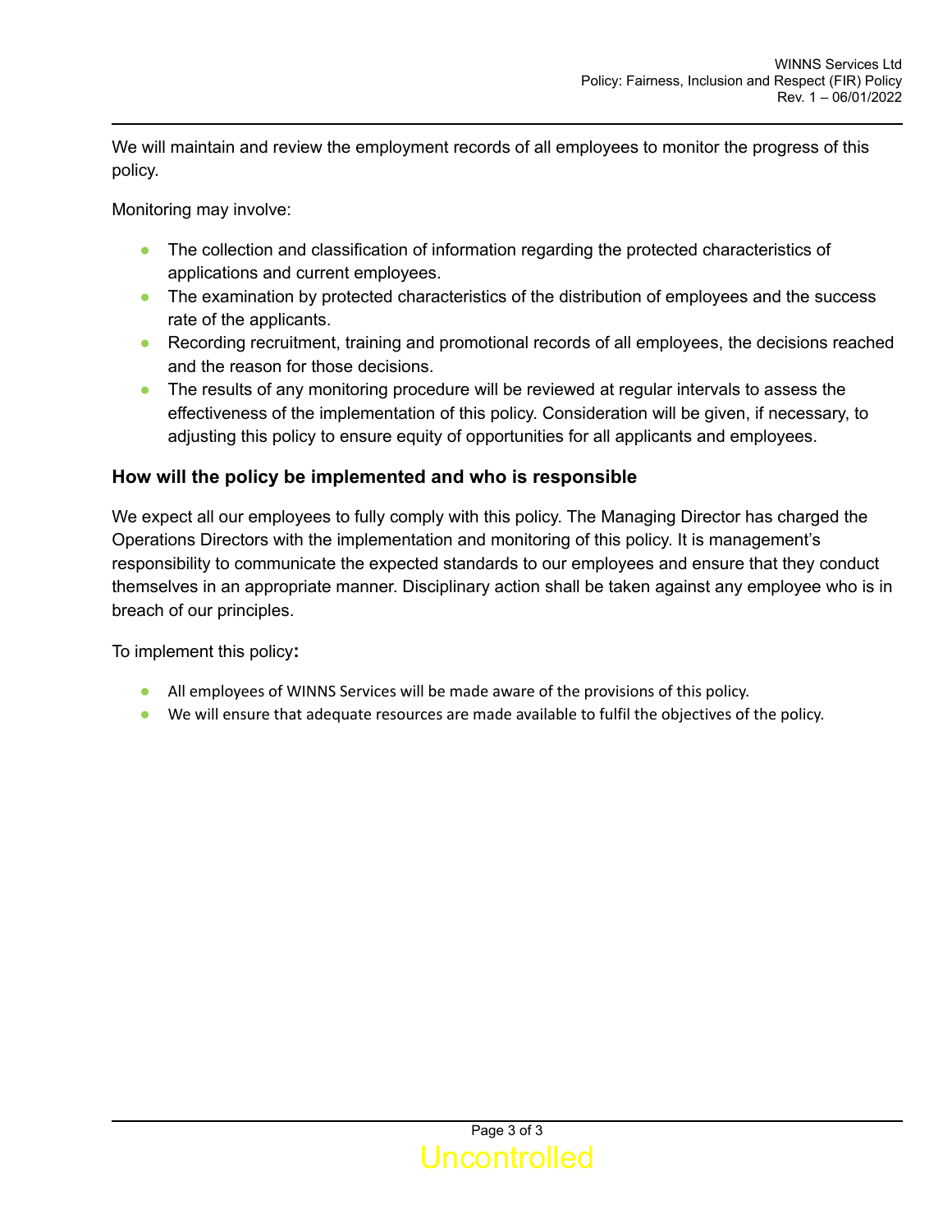We will maintain and review the employment records of all employees to monitor the progress of this policy.

Monitoring may involve:

- The collection and classification of information regarding the protected characteristics of applications and current employees.
- The examination by protected characteristics of the distribution of employees and the success rate of the applicants.
- Recording recruitment, training and promotional records of all employees, the decisions reached and the reason for those decisions.
- The results of any monitoring procedure will be reviewed at regular intervals to assess the effectiveness of the implementation of this policy. Consideration will be given, if necessary, to adjusting this policy to ensure equity of opportunities for all applicants and employees.

### How will the policy be implemented and who is responsible

We expect all our employees to fully comply with this policy. The Managing Director has charged the Operations Directors with the implementation and monitoring of this policy. It is management's responsibility to communicate the expected standards to our employees and ensure that they conduct themselves in an appropriate manner. Disciplinary action shall be taken against any employee who is in breach of our principles.

To implement this policy**:**

- All employees of WINNS Services will be made aware of the provisions of this policy.
- We will ensure that adequate resources are made available to fulfil the objectives of the policy.

Uncontrolled